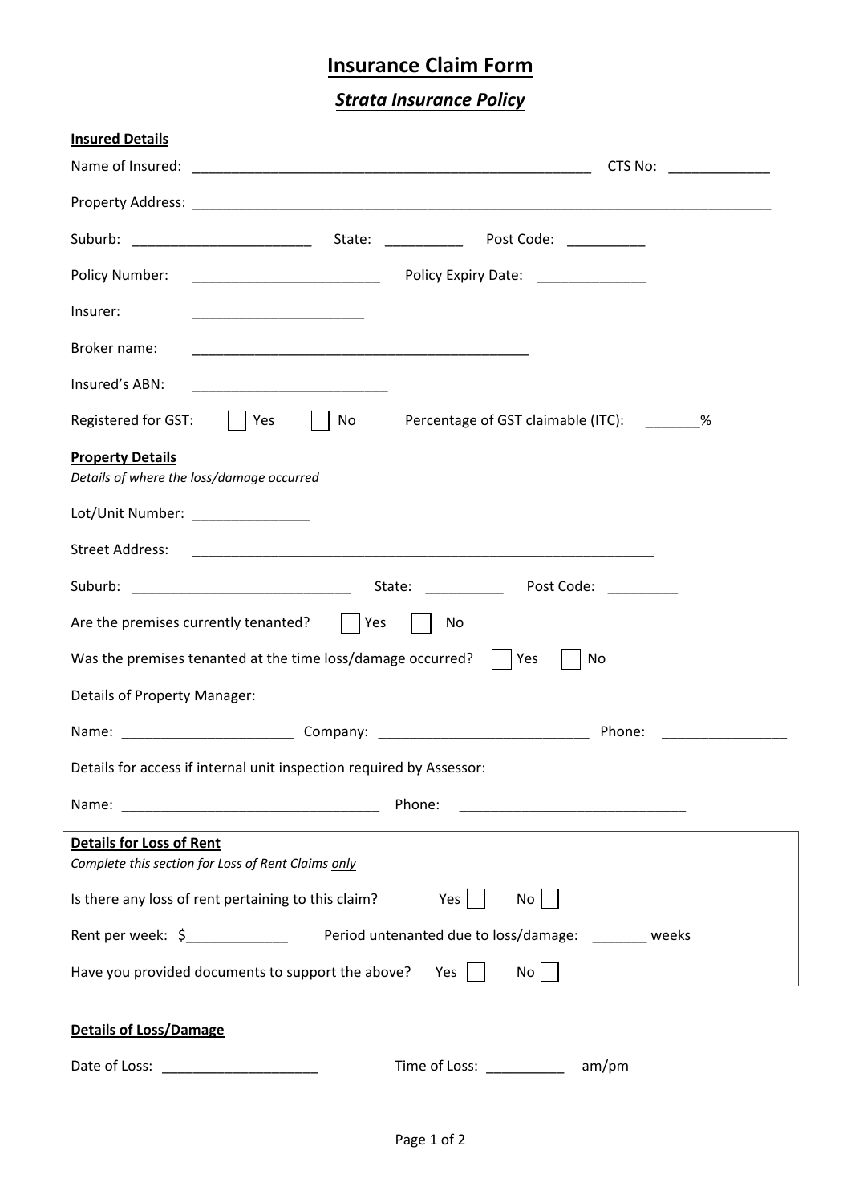# Insurance Claim Form

## *Strata Insurance Policy*

**Insured Details**

Name of Insured: ____________________________________________________ CTS No: _____________

Property Address: ___________________________________________________________________________

Suburb: _______________________ State: __________ Post Code: __________

Policy Number: ________________________ Policy Expiry Date: ______________

Insurer: ______________________

Broker name: ___________________________________________

Insured's ABN: _________________________

Registered for GST: ☐ Yes ☐ No Percentage of GST claimable (ITC): _______%

**Property Details**

*Details of where the loss/damage occurred*

Lot/Unit Number: _______________

Street Address: _____________________________________________________________

Suburb: ____________________________ State: __________ Post Code: _________

Are the premises currently tenanted? ☐ Yes ☐ No

Was the premises tenanted at the time loss/damage occurred? ☐ Yes ☐ No

Details of Property Manager:

Name: ______________________ Company: ___________________________ Phone: ________________

Details for access if internal unit inspection required by Assessor:

Name: _________________________________ Phone: _____________________________

**Details for Loss of Rent**

*Complete this section for Loss of Rent Claims only*

Is there any loss of rent pertaining to this claim? Yes ☐ No ☐

Rent per week: $_____________ Period untenanted due to loss/damage: _______ weeks

Have you provided documents to support the above? Yes ☐ No ☐

**Details of Loss/Damage**

Date of Loss: ____________________ Time of Loss: __________ am/pm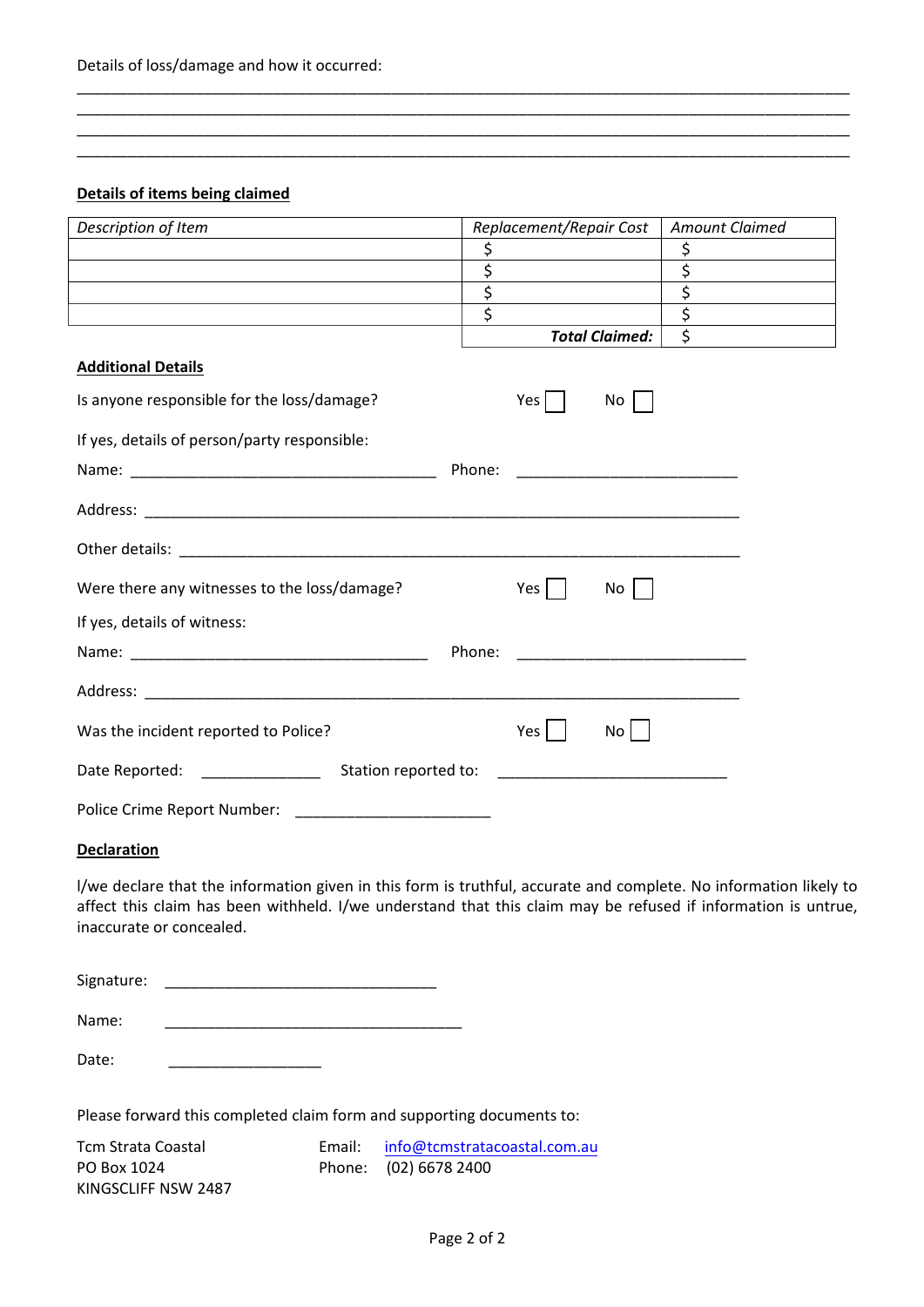Details of loss/damage and how it occurred:

______________________________________________________________________________________________
______________________________________________________________________________________________
______________________________________________________________________________________________
______________________________________________________________________________________________

**Details of items being claimed**

| *Description of Item* | *Replacement/Repair Cost* | *Amount Claimed* |
|---|---|---|
| | $ | $ |
| | $ | $ |
| | $ | $ |
| | $ | $ |
| | ***Total Claimed:*** | $ |

**Additional Details**

Is anyone responsible for the loss/damage? Yes ☐ No ☐

If yes, details of person/party responsible:

Name: ____________________________________ Phone: __________________________

Address: ______________________________________________________________________

Other details: __________________________________________________________________

Were there any witnesses to the loss/damage? Yes ☐ No ☐

If yes, details of witness:

Name: ____________________________________ Phone: ___________________________

Address: ______________________________________________________________________

Was the incident reported to Police? Yes ☐ No ☐

Date Reported: ______________ Station reported to: ___________________________

Police Crime Report Number: _______________________

**Declaration**

I/we declare that the information given in this form is truthful, accurate and complete. No information likely to affect this claim has been withheld. I/we understand that this claim may be refused if information is untrue, inaccurate or concealed.

Signature: ________________________________

Name: ___________________________________

Date: __________________

Please forward this completed claim form and supporting documents to:

Tcm Strata Coastal
PO Box 1024
KINGSCLIFF NSW 2487

Email: info@tcmstratacoastal.com.au
Phone: (02) 6678 2400